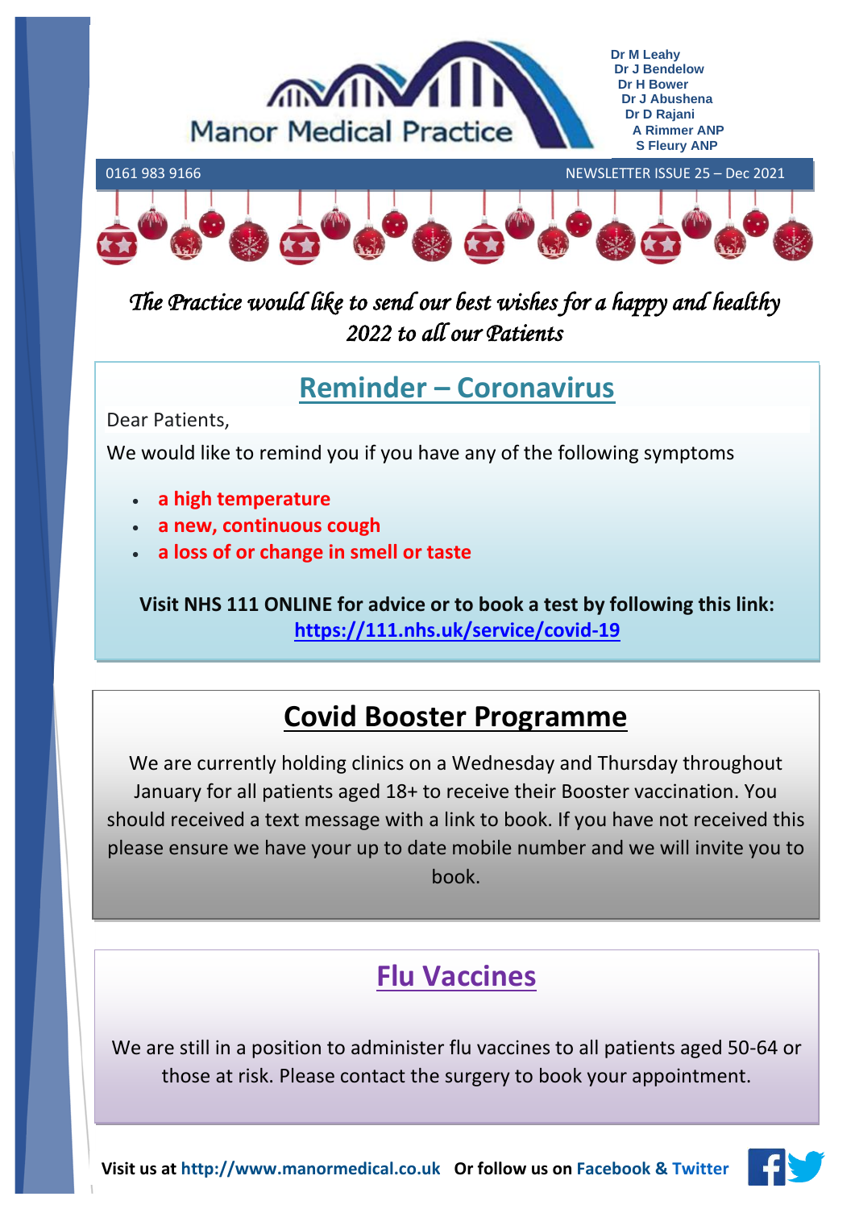# Manor Medical Practice

**Dr M Leahy**
**Dr J Bendelow**
**Dr H Bower**
**Dr J Abushena**
**Dr D Rajani**
**A Rimmer ANP**
**S Fleury ANP**

0161 983 9166 NEWSLETTER ISSUE 25 – Dec 2021

*The Practice would like to send our best wishes for a happy and healthy 2022 to all our Patients*

## Reminder – Coronavirus

Dear Patients,

We would like to remind you if you have any of the following symptoms

- **a high temperature**
- **a new, continuous cough**
- **a loss of or change in smell or taste**

**Visit NHS 111 ONLINE for advice or to book a test by following this link:**
**https://111.nhs.uk/service/covid-19**

## Covid Booster Programme

We are currently holding clinics on a Wednesday and Thursday throughout January for all patients aged 18+ to receive their Booster vaccination. You should received a text message with a link to book. If you have not received this please ensure we have your up to date mobile number and we will invite you to book.

## Flu Vaccines

We are still in a position to administer flu vaccines to all patients aged 50-64 or those at risk. Please contact the surgery to book your appointment.

**Visit us at http://www.manormedical.co.uk Or follow us on Facebook & Twitter**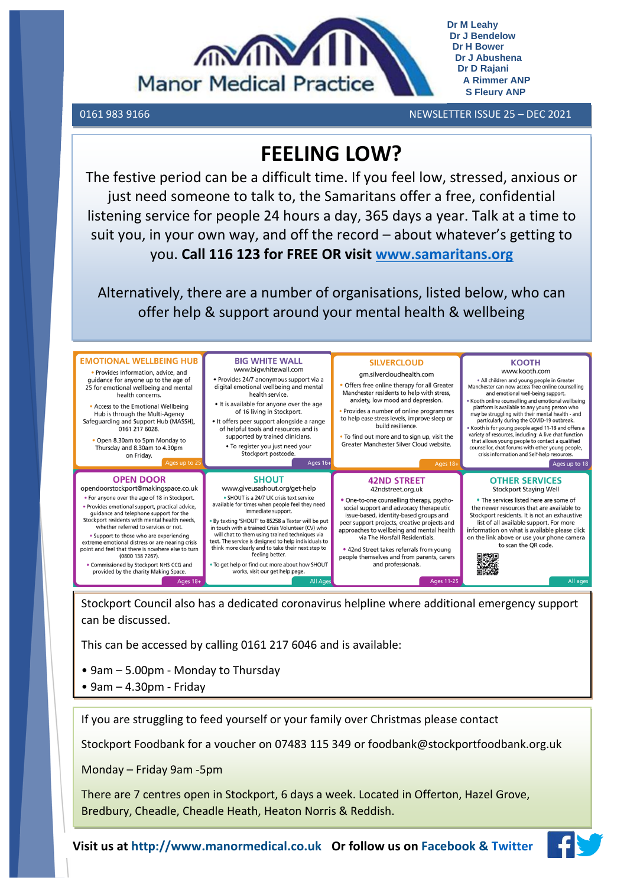Manor Medical Practice

Dr M Leahy
Dr J Bendelow
Dr H Bower
Dr J Abushena
Dr D Rajani
A Rimmer ANP
S Fleury ANP

0161 983 9166 NEWSLETTER ISSUE 25 – DEC 2021

# FEELING LOW?

The festive period can be a difficult time. If you feel low, stressed, anxious or just need someone to talk to, the Samaritans offer a free, confidential listening service for people 24 hours a day, 365 days a year. Talk at a time to suit you, in your own way, and off the record – about whatever's getting to you. **Call 116 123 for FREE OR visit www.samaritans.org**

Alternatively, there are a number of organisations, listed below, who can offer help & support around your mental health & wellbeing

## EMOTIONAL WELLBEING HUB

- Provides Information, advice, and guidance for anyone up to the age of 25 for emotional wellbeing and mental health concerns.
- Access to the Emotional Wellbeing Hub is through the Multi-Agency Safeguarding and Support Hub (MASSH), 0161 217 6028.
- Open 8.30am to 5pm Monday to Thursday and 8.30am to 4.30pm on Friday.

Ages up to 25

## BIG WHITE WALL

www.bigwhitewall.com

- Provides 24/7 anonymous support via a digital emotional wellbeing and mental health service.
- It is available for anyone over the age of 16 living in Stockport.
- It offers peer support alongside a range of helpful tools and resources and is supported by trained clinicians.
- To register you just need your Stockport postcode.

Ages 16+

## SILVERCLOUD

gm.silvercloudhealth.com

- Offers free online therapy for all Greater Manchester residents to help with stress, anxiety, low mood and depression.
- Provides a number of online programmes to help ease stress levels, improve sleep or build resilience.
- To find out more and to sign up, visit the Greater Manchester Silver Cloud website.

Ages 18+

## KOOTH

www.kooth.com

- All children and young people in Greater Manchester can now access free online counselling and emotional well-being support.
- Kooth online counselling and emotional wellbeing platform is available to any young person who may be struggling with their mental health - and particularly during the COVID-19 outbreak.
- Kooth is for young people aged 11-18 and offers a variety of resources, including: A live chat function that allows young people to contact a qualified counsellor, chat forums with other young people, crisis information and Self-help resources.

Ages up to 18

## OPEN DOOR

opendoorstockport@makingspace.co.uk

- For anyone over the age of 18 in Stockport.
- Provides emotional support, practical advice, guidance and telephone support for the Stockport residents with mental health needs, whether referred to services or not.
- Support to those who are experiencing extreme emotional distress or are nearing crisis point and feel that there is nowhere else to turn (0800 138 7267).
- Commissioned by Stockport NHS CCG and provided by the charity Making Space.

Ages 18+

## SHOUT

www.giveusashout.org/get-help

- SHOUT is a 24/7 UK crisis text service available for times when people feel they need immediate support.
- By texting 'SHOUT' to 85258 a Texter will be put in touch with a trained Crisis Volunteer (CV) who will chat to them using trained techniques via text. The service is designed to help individuals to think more clearly and to take their next step to feeling better.
- To get help or find out more about how SHOUT works, visit our get help page.

All Ages

## 42ND STREET

42ndstreet.org.uk

- One-to-one counselling therapy, psycho-social support and advocacy therapeutic issue-based, identity-based groups and peer support projects, creative projects and approaches to wellbeing and mental health via The Horsfall Residentials.
- 42nd Street takes referrals from young people themselves and from parents, carers and professionals.

Ages 11-25

## OTHER SERVICES

Stockport Staying Well

- The services listed here are some of the newer resources that are available to Stockport residents. It is not an exhaustive list of all available support. For more information on what is available please click on the link above or use your phone camera to scan the QR code.

All ages

Stockport Council also has a dedicated coronavirus helpline where additional emergency support can be discussed.

This can be accessed by calling 0161 217 6046 and is available:

- 9am – 5.00pm - Monday to Thursday
- 9am – 4.30pm - Friday

If you are struggling to feed yourself or your family over Christmas please contact

Stockport Foodbank for a voucher on 07483 115 349 or foodbank@stockportfoodbank.org.uk

Monday – Friday 9am -5pm

There are 7 centres open in Stockport, 6 days a week. Located in Offerton, Hazel Grove, Bredbury, Cheadle, Cheadle Heath, Heaton Norris & Reddish.

**Visit us at http://www.manormedical.co.uk Or follow us on Facebook & Twitter**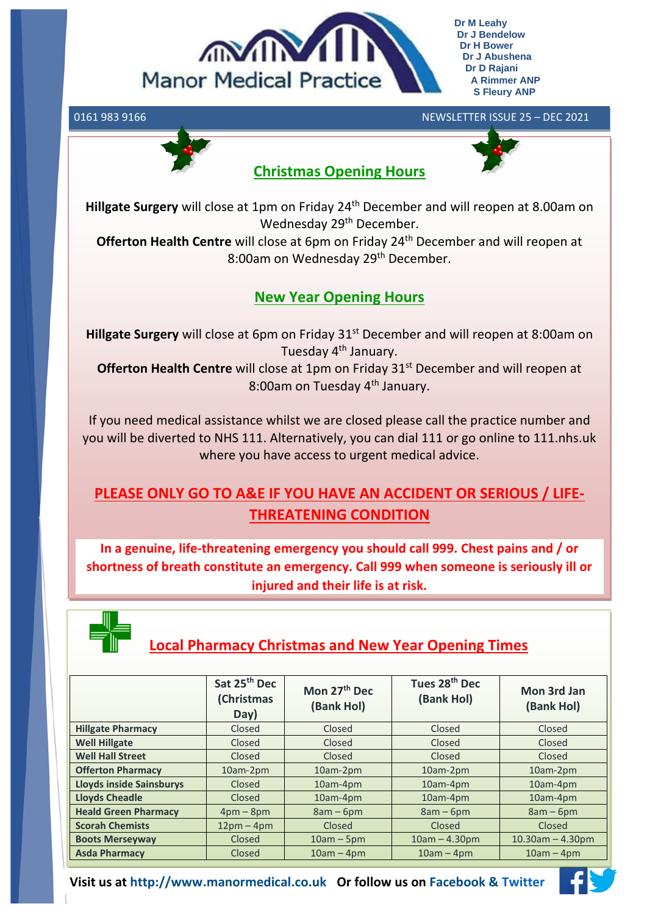# Manor Medical Practice

**Dr M Leahy**
**Dr J Bendelow**
**Dr H Bower**
**Dr J Abushena**
**Dr D Rajani**
**A Rimmer ANP**
**S Fleury ANP**

0161 983 9166 NEWSLETTER ISSUE 25 – DEC 2021

## Christmas Opening Hours

**Hillgate Surgery** will close at 1pm on Friday 24th December and will reopen at 8.00am on Wednesday 29th December.

**Offerton Health Centre** will close at 6pm on Friday 24th December and will reopen at 8:00am on Wednesday 29th December.

## New Year Opening Hours

**Hillgate Surgery** will close at 6pm on Friday 31st December and will reopen at 8:00am on Tuesday 4th January.

**Offerton Health Centre** will close at 1pm on Friday 31st December and will reopen at 8:00am on Tuesday 4th January.

If you need medical assistance whilst we are closed please call the practice number and you will be diverted to NHS 111. Alternatively, you can dial 111 or go online to 111.nhs.uk where you have access to urgent medical advice.

**PLEASE ONLY GO TO A&E IF YOU HAVE AN ACCIDENT OR SERIOUS / LIFE-THREATENING CONDITION**

**In a genuine, life-threatening emergency you should call 999. Chest pains and / or shortness of breath constitute an emergency. Call 999 when someone is seriously ill or injured and their life is at risk.**

## Local Pharmacy Christmas and New Year Opening Times

| | Sat 25th Dec (Christmas Day) | Mon 27th Dec (Bank Hol) | Tues 28th Dec (Bank Hol) | Mon 3rd Jan (Bank Hol) |
|---|---|---|---|---|
| **Hillgate Pharmacy** | Closed | Closed | Closed | Closed |
| **Well Hillgate** | Closed | Closed | Closed | Closed |
| **Well Hall Street** | Closed | Closed | Closed | Closed |
| **Offerton Pharmacy** | 10am-2pm | 10am-2pm | 10am-2pm | 10am-2pm |
| **Lloyds inside Sainsburys** | Closed | 10am-4pm | 10am-4pm | 10am-4pm |
| **Lloyds Cheadle** | Closed | 10am-4pm | 10am-4pm | 10am-4pm |
| **Heald Green Pharmacy** | 4pm – 8pm | 8am – 6pm | 8am – 6pm | 8am – 6pm |
| **Scorah Chemists** | 12pm – 4pm | Closed | Closed | Closed |
| **Boots Merseyway** | Closed | 10am – 5pm | 10am – 4.30pm | 10.30am – 4.30pm |
| **Asda Pharmacy** | Closed | 10am – 4pm | 10am – 4pm | 10am – 4pm |

**Visit us at http://www.manormedical.co.uk Or follow us on Facebook & Twitter**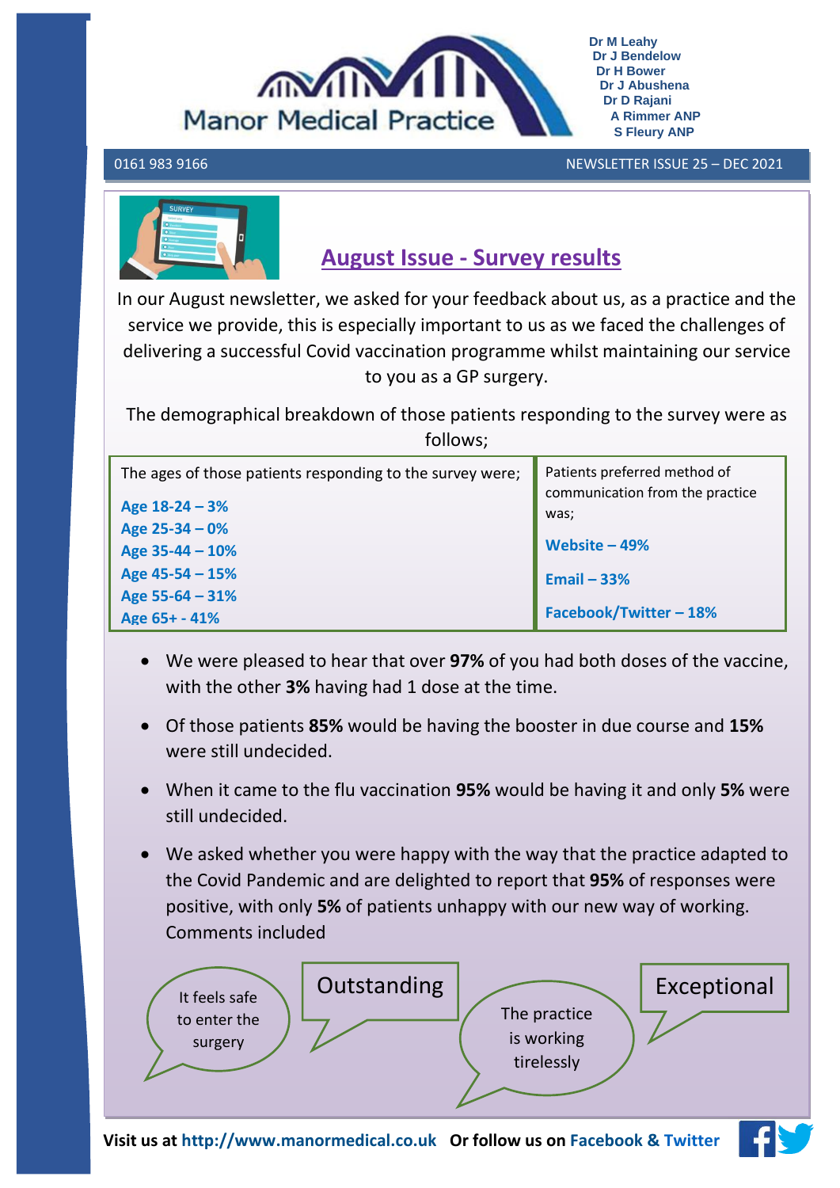# Manor Medical Practice

Dr M Leahy
Dr J Bendelow
Dr H Bower
Dr J Abushena
Dr D Rajani
A Rimmer ANP
S Fleury ANP

0161 983 9166

NEWSLETTER ISSUE 25 – DEC 2021

## August Issue - Survey results

In our August newsletter, we asked for your feedback about us, as a practice and the service we provide, this is especially important to us as we faced the challenges of delivering a successful Covid vaccination programme whilst maintaining our service to you as a GP surgery.

The demographical breakdown of those patients responding to the survey were as follows;

| | |
|---|---|
| The ages of those patients responding to the survey were;<br>**Age 18-24 – 3%**<br>**Age 25-34 – 0%**<br>**Age 35-44 – 10%**<br>**Age 45-54 – 15%**<br>**Age 55-64 – 31%**<br>**Age 65+ - 41%** | Patients preferred method of communication from the practice was;<br>**Website – 49%**<br>**Email – 33%**<br>**Facebook/Twitter – 18%** |

- We were pleased to hear that over **97%** of you had both doses of the vaccine, with the other **3%** having had 1 dose at the time.
- Of those patients **85%** would be having the booster in due course and **15%** were still undecided.
- When it came to the flu vaccination **95%** would be having it and only **5%** were still undecided.
- We asked whether you were happy with the way that the practice adapted to the Covid Pandemic and are delighted to report that **95%** of responses were positive, with only **5%** of patients unhappy with our new way of working. Comments included

It feels safe to enter the surgery

Outstanding

The practice is working tirelessly

Exceptional

**Visit us at http://www.manormedical.co.uk Or follow us on Facebook & Twitter**